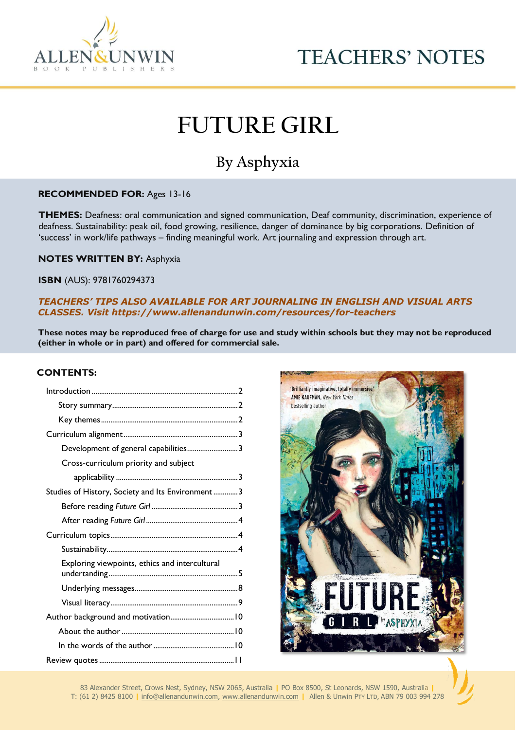ALLEN&UNWIN
BOOK PUBLISHERS

# TEACHERS' NOTES

# FUTURE GIRL

## By Asphyxia

**RECOMMENDED FOR:** Ages 13-16

**THEMES:** Deafness: oral communication and signed communication, Deaf community, discrimination, experience of deafness. Sustainability: peak oil, food growing, resilience, danger of dominance by big corporations. Definition of 'success' in work/life pathways – finding meaningful work. Art journaling and expression through art.

**NOTES WRITTEN BY:** Asphyxia

**ISBN** (AUS): 9781760294373

***TEACHERS' TIPS ALSO AVAILABLE FOR ART JOURNALING IN ENGLISH AND VISUAL ARTS CLASSES. Visit https://www.allenandunwin.com/resources/for-teachers***

**These notes may be reproduced free of charge for use and study within schools but they may not be reproduced (either in whole or in part) and offered for commercial sale.**

**CONTENTS:**

- Introduction ... 2
  - Story summary ... 2
  - Key themes ... 2
- Curriculum alignment ... 3
  - Development of general capabilities ... 3
  - Cross-curriculum priority and subject applicability ... 3
- Studies of History, Society and Its Environment ... 3
  - Before reading *Future Girl* ... 3
  - After reading *Future Girl* ... 4
- Curriculum topics ... 4
  - Sustainability ... 4
  - Exploring viewpoints, ethics and intercultural undertanding ... 5
  - Underlying messages ... 8
  - Visual literacy ... 9
- Author background and motivation ... 10
  - About the author ... 10
  - In the words of the author ... 10
- Review quotes ... 11

'Brilliantly imaginative, totally immersive' AMIE KAUFMAN, *New York Times* bestselling author

FUTURE GIRL by ASPHYXIA

83 Alexander Street, Crows Nest, Sydney, NSW 2065, Australia | PO Box 8500, St Leonards, NSW 1590, Australia | T: (61 2) 8425 8100 | info@allenandunwin.com, www.allenandunwin.com | Allen & Unwin PTY LTD, ABN 79 003 994 278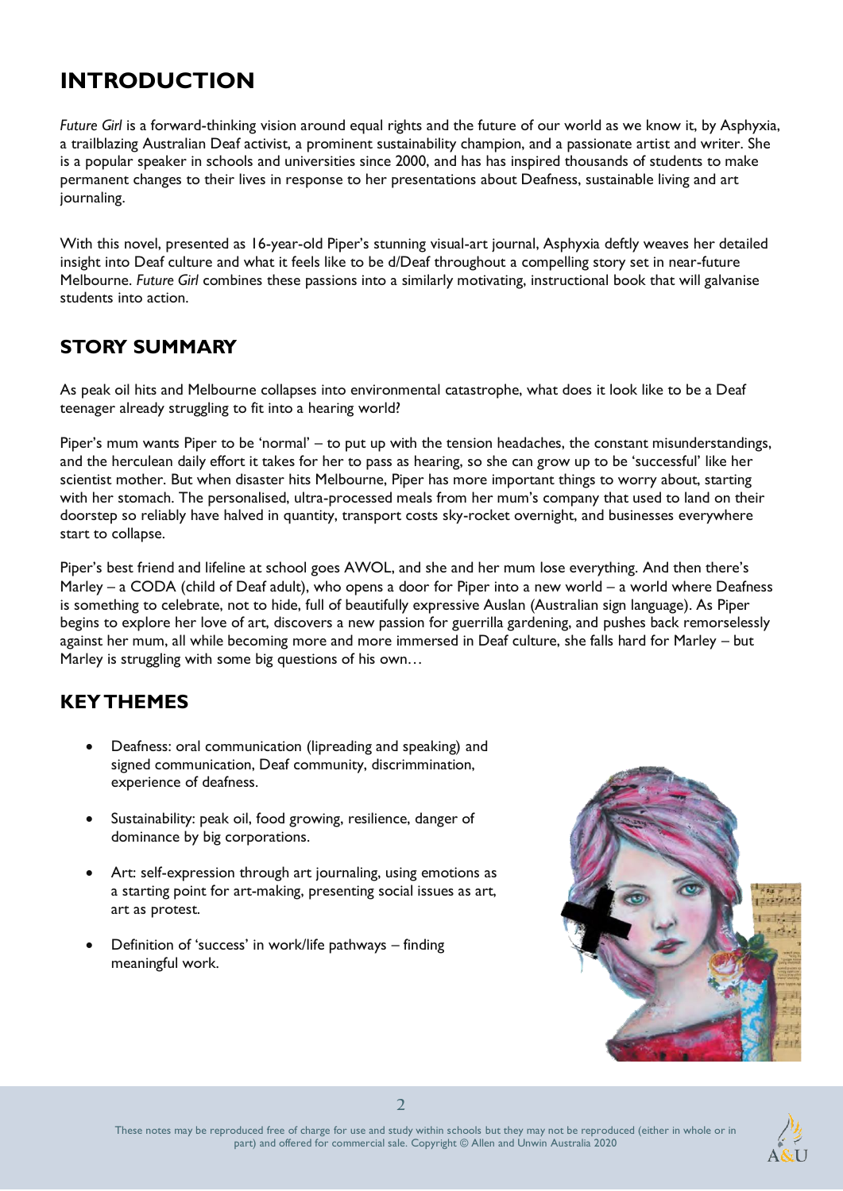# INTRODUCTION

*Future Girl* is a forward-thinking vision around equal rights and the future of our world as we know it, by Asphyxia, a trailblazing Australian Deaf activist, a prominent sustainability champion, and a passionate artist and writer. She is a popular speaker in schools and universities since 2000, and has has inspired thousands of students to make permanent changes to their lives in response to her presentations about Deafness, sustainable living and art journaling.

With this novel, presented as 16-year-old Piper's stunning visual-art journal, Asphyxia deftly weaves her detailed insight into Deaf culture and what it feels like to be d/Deaf throughout a compelling story set in near-future Melbourne. *Future Girl* combines these passions into a similarly motivating, instructional book that will galvanise students into action.

## STORY SUMMARY

As peak oil hits and Melbourne collapses into environmental catastrophe, what does it look like to be a Deaf teenager already struggling to fit into a hearing world?

Piper's mum wants Piper to be 'normal' – to put up with the tension headaches, the constant misunderstandings, and the herculean daily effort it takes for her to pass as hearing, so she can grow up to be 'successful' like her scientist mother. But when disaster hits Melbourne, Piper has more important things to worry about, starting with her stomach. The personalised, ultra-processed meals from her mum's company that used to land on their doorstep so reliably have halved in quantity, transport costs sky-rocket overnight, and businesses everywhere start to collapse.

Piper's best friend and lifeline at school goes AWOL, and she and her mum lose everything. And then there's Marley – a CODA (child of Deaf adult), who opens a door for Piper into a new world – a world where Deafness is something to celebrate, not to hide, full of beautifully expressive Auslan (Australian sign language). As Piper begins to explore her love of art, discovers a new passion for guerrilla gardening, and pushes back remorselessly against her mum, all while becoming more and more immersed in Deaf culture, she falls hard for Marley – but Marley is struggling with some big questions of his own…

## KEY THEMES

- Deafness: oral communication (lipreading and speaking) and signed communication, Deaf community, discrimination, experience of deafness.
- Sustainability: peak oil, food growing, resilience, danger of dominance by big corporations.
- Art: self-expression through art journaling, using emotions as a starting point for art-making, presenting social issues as art, art as protest.
- Definition of 'success' in work/life pathways – finding meaningful work.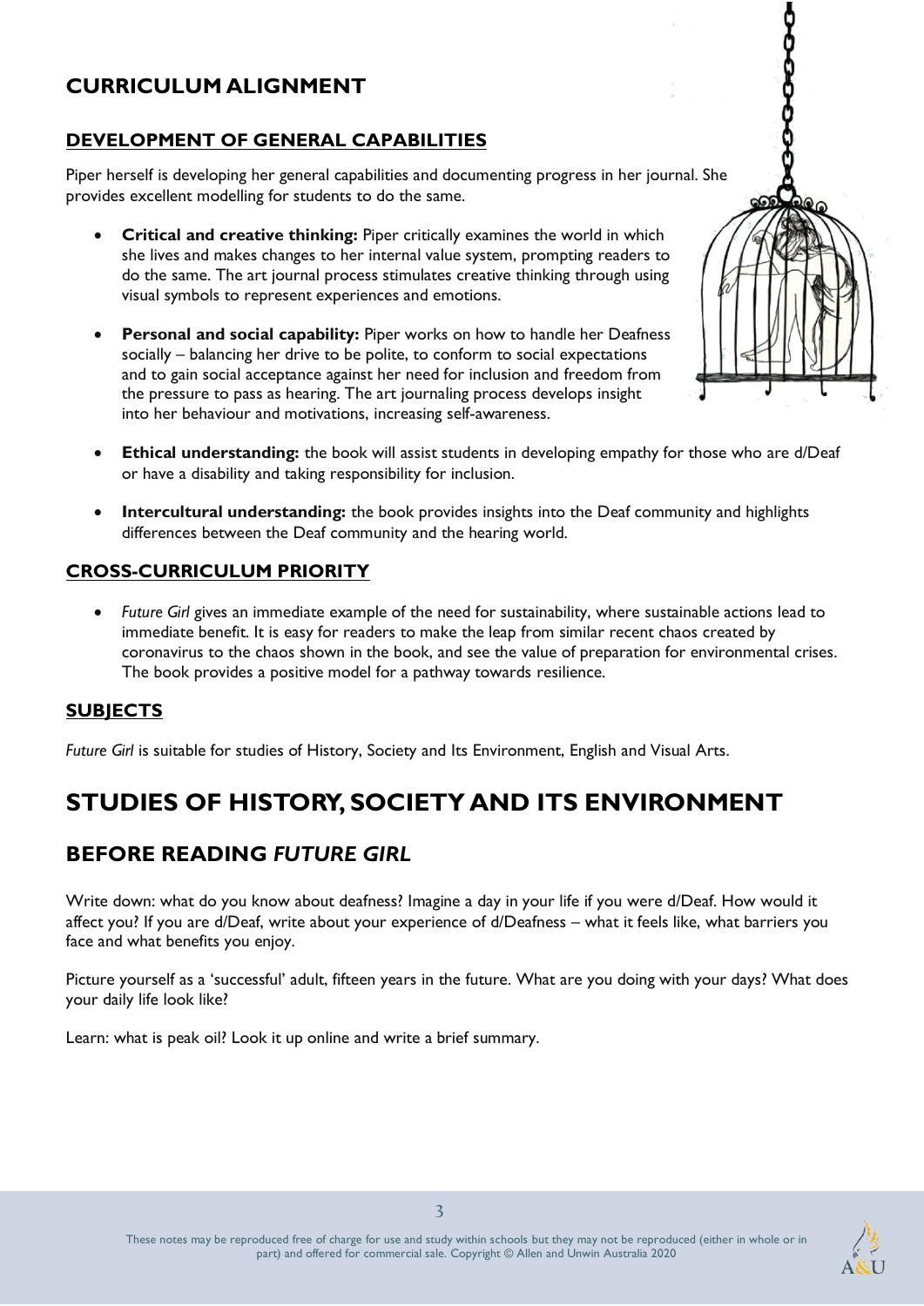## CURRICULUM ALIGNMENT

### DEVELOPMENT OF GENERAL CAPABILITIES

Piper herself is developing her general capabilities and documenting progress in her journal. She provides excellent modelling for students to do the same.

- **Critical and creative thinking:** Piper critically examines the world in which she lives and makes changes to her internal value system, prompting readers to do the same. The art journal process stimulates creative thinking through using visual symbols to represent experiences and emotions.
- **Personal and social capability:** Piper works on how to handle her Deafness socially – balancing her drive to be polite, to conform to social expectations and to gain social acceptance against her need for inclusion and freedom from the pressure to pass as hearing. The art journaling process develops insight into her behaviour and motivations, increasing self-awareness.
- **Ethical understanding:** the book will assist students in developing empathy for those who are d/Deaf or have a disability and taking responsibility for inclusion.
- **Intercultural understanding:** the book provides insights into the Deaf community and highlights differences between the Deaf community and the hearing world.

### CROSS-CURRICULUM PRIORITY

- *Future Girl* gives an immediate example of the need for sustainability, where sustainable actions lead to immediate benefit. It is easy for readers to make the leap from similar recent chaos created by coronavirus to the chaos shown in the book, and see the value of preparation for environmental crises. The book provides a positive model for a pathway towards resilience.

### SUBJECTS

*Future Girl* is suitable for studies of History, Society and Its Environment, English and Visual Arts.

# STUDIES OF HISTORY, SOCIETY AND ITS ENVIRONMENT

## BEFORE READING *FUTURE GIRL*

Write down: what do you know about deafness? Imagine a day in your life if you were d/Deaf. How would it affect you? If you are d/Deaf, write about your experience of d/Deafness – what it feels like, what barriers you face and what benefits you enjoy.

Picture yourself as a 'successful' adult, fifteen years in the future. What are you doing with your days? What does your daily life look like?

Learn: what is peak oil? Look it up online and write a brief summary.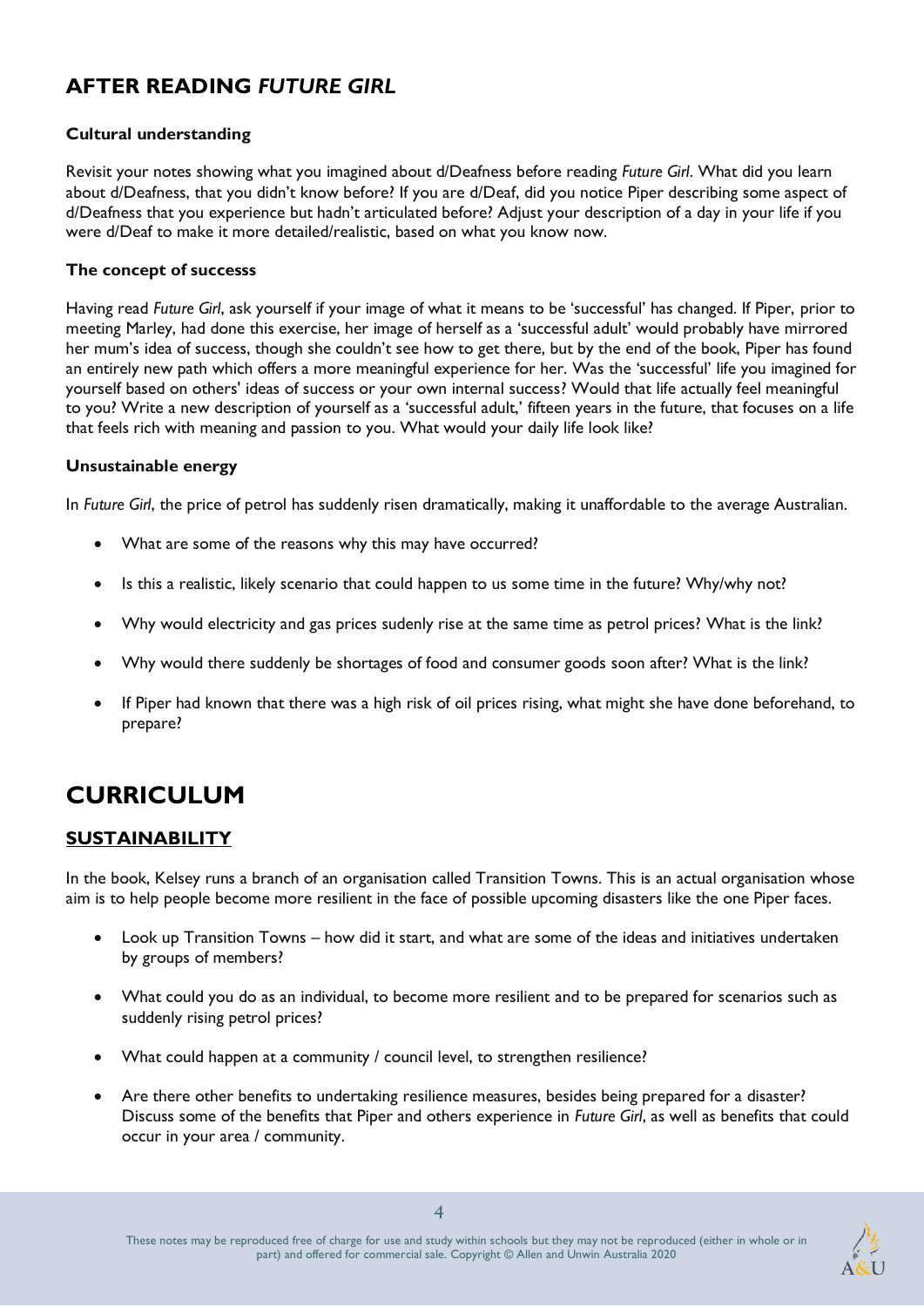## AFTER READING *FUTURE GIRL*

**Cultural understanding**

Revisit your notes showing what you imagined about d/Deafness before reading *Future Girl*. What did you learn about d/Deafness, that you didn't know before? If you are d/Deaf, did you notice Piper describing some aspect of d/Deafness that you experience but hadn't articulated before? Adjust your description of a day in your life if you were d/Deaf to make it more detailed/realistic, based on what you know now.

**The concept of successs**

Having read *Future Girl*, ask yourself if your image of what it means to be 'successful' has changed. If Piper, prior to meeting Marley, had done this exercise, her image of herself as a 'successful adult' would probably have mirrored her mum's idea of success, though she couldn't see how to get there, but by the end of the book, Piper has found an entirely new path which offers a more meaningful experience for her. Was the 'successful' life you imagined for yourself based on others' ideas of success or your own internal success? Would that life actually feel meaningful to you? Write a new description of yourself as a 'successful adult,' fifteen years in the future, that focuses on a life that feels rich with meaning and passion to you. What would your daily life look like?

**Unsustainable energy**

In *Future Girl*, the price of petrol has suddenly risen dramatically, making it unaffordable to the average Australian.

- What are some of the reasons why this may have occurred?
- Is this a realistic, likely scenario that could happen to us some time in the future? Why/why not?
- Why would electricity and gas prices sudenly rise at the same time as petrol prices? What is the link?
- Why would there suddenly be shortages of food and consumer goods soon after? What is the link?
- If Piper had known that there was a high risk of oil prices rising, what might she have done beforehand, to prepare?

# CURRICULUM

## SUSTAINABILITY

In the book, Kelsey runs a branch of an organisation called Transition Towns. This is an actual organisation whose aim is to help people become more resilient in the face of possible upcoming disasters like the one Piper faces.

- Look up Transition Towns – how did it start, and what are some of the ideas and initiatives undertaken by groups of members?
- What could you do as an individual, to become more resilient and to be prepared for scenarios such as suddenly rising petrol prices?
- What could happen at a community / council level, to strengthen resilience?
- Are there other benefits to undertaking resilience measures, besides being prepared for a disaster? Discuss some of the benefits that Piper and others experience in *Future Girl*, as well as benefits that could occur in your area / community.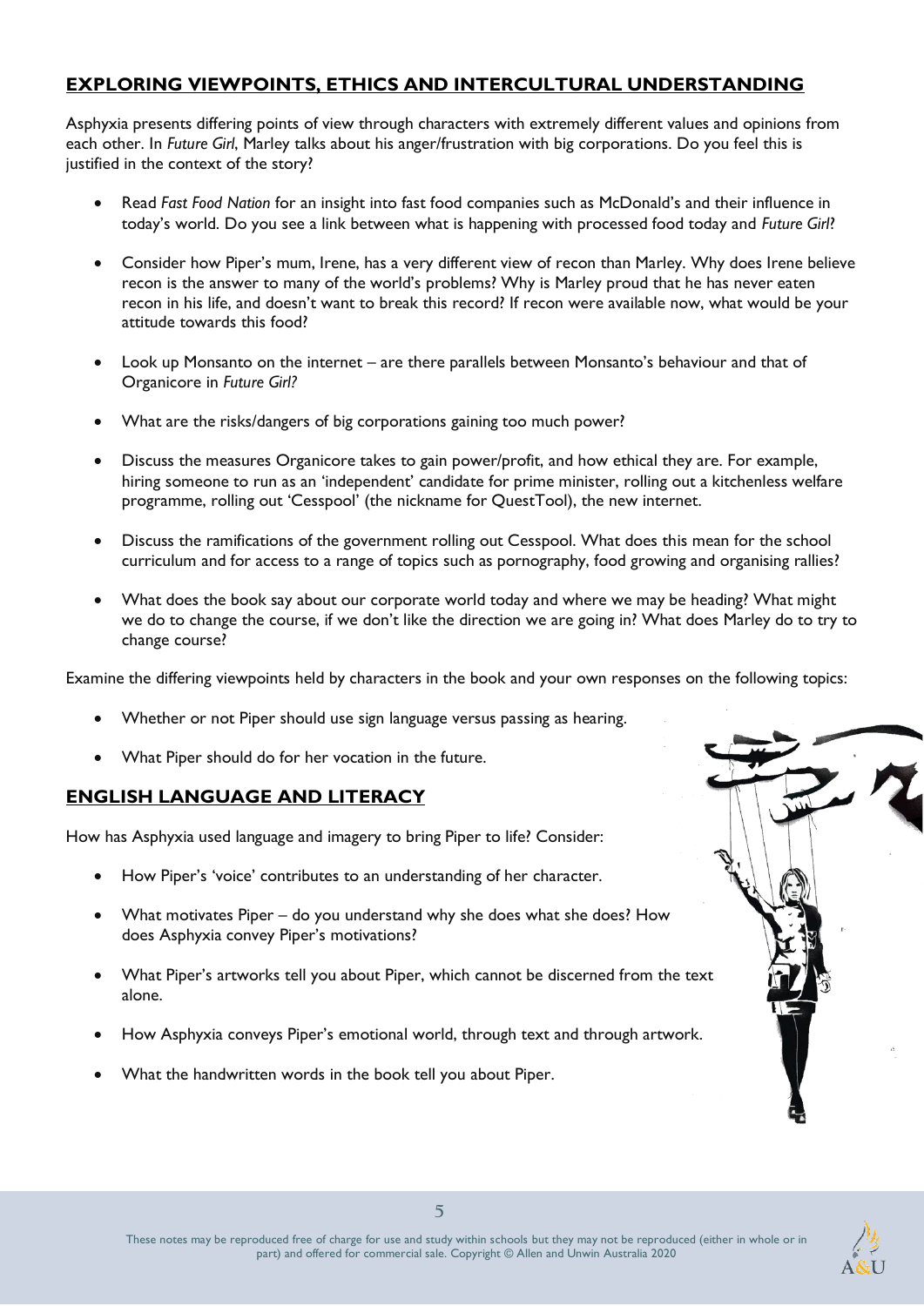## EXPLORING VIEWPOINTS, ETHICS AND INTERCULTURAL UNDERSTANDING

Asphyxia presents differing points of view through characters with extremely different values and opinions from each other. In *Future Girl*, Marley talks about his anger/frustration with big corporations. Do you feel this is justified in the context of the story?

- Read *Fast Food Nation* for an insight into fast food companies such as McDonald's and their influence in today's world. Do you see a link between what is happening with processed food today and *Future Girl*?
- Consider how Piper's mum, Irene, has a very different view of recon than Marley. Why does Irene believe recon is the answer to many of the world's problems? Why is Marley proud that he has never eaten recon in his life, and doesn't want to break this record? If recon were available now, what would be your attitude towards this food?
- Look up Monsanto on the internet – are there parallels between Monsanto's behaviour and that of Organicore in *Future Girl?*
- What are the risks/dangers of big corporations gaining too much power?
- Discuss the measures Organicore takes to gain power/profit, and how ethical they are. For example, hiring someone to run as an 'independent' candidate for prime minister, rolling out a kitchenless welfare programme, rolling out 'Cesspool' (the nickname for QuestTool), the new internet.
- Discuss the ramifications of the government rolling out Cesspool. What does this mean for the school curriculum and for access to a range of topics such as pornography, food growing and organising rallies?
- What does the book say about our corporate world today and where we may be heading? What might we do to change the course, if we don't like the direction we are going in? What does Marley do to try to change course?

Examine the differing viewpoints held by characters in the book and your own responses on the following topics:

- Whether or not Piper should use sign language versus passing as hearing.
- What Piper should do for her vocation in the future.

## ENGLISH LANGUAGE AND LITERACY

How has Asphyxia used language and imagery to bring Piper to life? Consider:

- How Piper's 'voice' contributes to an understanding of her character.
- What motivates Piper – do you understand why she does what she does? How does Asphyxia convey Piper's motivations?
- What Piper's artworks tell you about Piper, which cannot be discerned from the text alone.
- How Asphyxia conveys Piper's emotional world, through text and through artwork.
- What the handwritten words in the book tell you about Piper.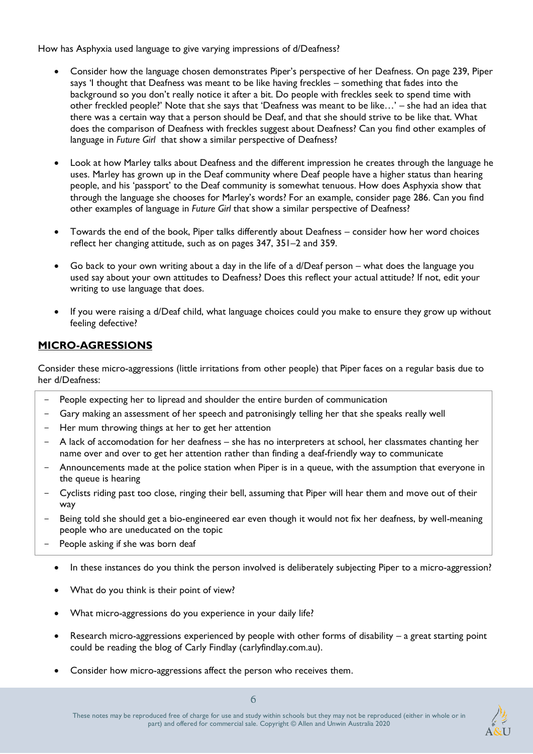How has Asphyxia used language to give varying impressions of d/Deafness?

- Consider how the language chosen demonstrates Piper's perspective of her Deafness. On page 239, Piper says 'I thought that Deafness was meant to be like having freckles – something that fades into the background so you don't really notice it after a bit. Do people with freckles seek to spend time with other freckled people?' Note that she says that 'Deafness was meant to be like…' – she had an idea that there was a certain way that a person should be Deaf, and that she should strive to be like that. What does the comparison of Deafness with freckles suggest about Deafness? Can you find other examples of language in *Future Girl* that show a similar perspective of Deafness?

- Look at how Marley talks about Deafness and the different impression he creates through the language he uses. Marley has grown up in the Deaf community where Deaf people have a higher status than hearing people, and his 'passport' to the Deaf community is somewhat tenuous. How does Asphyxia show that through the language she chooses for Marley's words? For an example, consider page 286. Can you find other examples of language in *Future Girl* that show a similar perspective of Deafness?

- Towards the end of the book, Piper talks differently about Deafness – consider how her word choices reflect her changing attitude, such as on pages 347, 351–2 and 359.

- Go back to your own writing about a day in the life of a d/Deaf person – what does the language you used say about your own attitudes to Deafness? Does this reflect your actual attitude? If not, edit your writing to use language that does.

- If you were raising a d/Deaf child, what language choices could you make to ensure they grow up without feeling defective?

## MICRO-AGRESSIONS

Consider these micro-aggressions (little irritations from other people) that Piper faces on a regular basis due to her d/Deafness:

- People expecting her to lipread and shoulder the entire burden of communication
- Gary making an assessment of her speech and patronisingly telling her that she speaks really well
- Her mum throwing things at her to get her attention
- A lack of accomodation for her deafness – she has no interpreters at school, her classmates chanting her name over and over to get her attention rather than finding a deaf-friendly way to communicate
- Announcements made at the police station when Piper is in a queue, with the assumption that everyone in the queue is hearing
- Cyclists riding past too close, ringing their bell, assuming that Piper will hear them and move out of their way
- Being told she should get a bio-engineered ear even though it would not fix her deafness, by well-meaning people who are uneducated on the topic
- People asking if she was born deaf

- In these instances do you think the person involved is deliberately subjecting Piper to a micro-aggression?
- What do you think is their point of view?
- What micro-aggressions do you experience in your daily life?
- Research micro-aggressions experienced by people with other forms of disability – a great starting point could be reading the blog of Carly Findlay (carlyfindlay.com.au).
- Consider how micro-aggressions affect the person who receives them.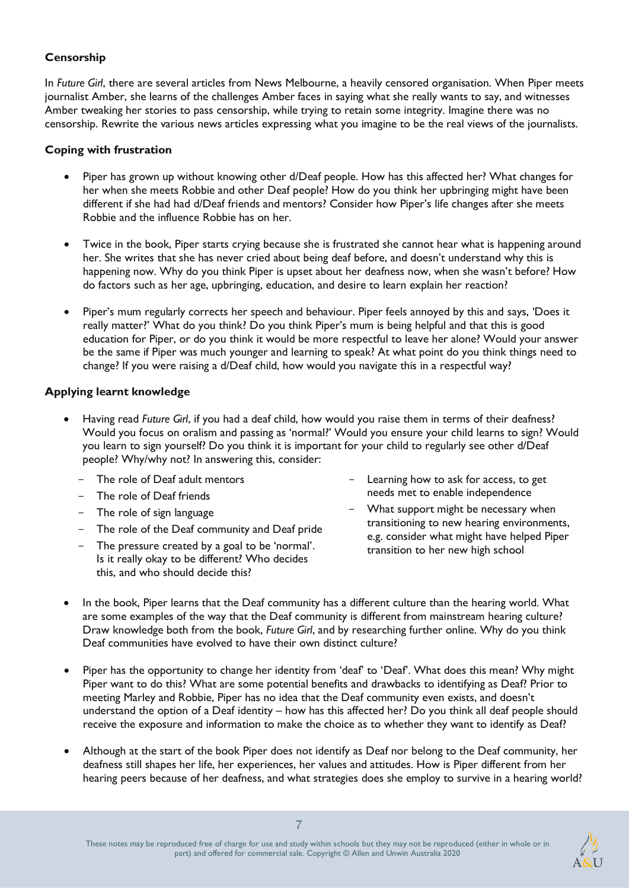**Censorship**

In *Future Girl*, there are several articles from News Melbourne, a heavily censored organisation. When Piper meets journalist Amber, she learns of the challenges Amber faces in saying what she really wants to say, and witnesses Amber tweaking her stories to pass censorship, while trying to retain some integrity. Imagine there was no censorship. Rewrite the various news articles expressing what you imagine to be the real views of the journalists.

**Coping with frustration**

- Piper has grown up without knowing other d/Deaf people. How has this affected her? What changes for her when she meets Robbie and other Deaf people? How do you think her upbringing might have been different if she had had d/Deaf friends and mentors? Consider how Piper's life changes after she meets Robbie and the influence Robbie has on her.
- Twice in the book, Piper starts crying because she is frustrated she cannot hear what is happening around her. She writes that she has never cried about being deaf before, and doesn't understand why this is happening now. Why do you think Piper is upset about her deafness now, when she wasn't before? How do factors such as her age, upbringing, education, and desire to learn explain her reaction?
- Piper's mum regularly corrects her speech and behaviour. Piper feels annoyed by this and says, 'Does it really matter?' What do you think? Do you think Piper's mum is being helpful and that this is good education for Piper, or do you think it would be more respectful to leave her alone? Would your answer be the same if Piper was much younger and learning to speak? At what point do you think things need to change? If you were raising a d/Deaf child, how would you navigate this in a respectful way?

**Applying learnt knowledge**

- Having read *Future Girl*, if you had a deaf child, how would you raise them in terms of their deafness? Would you focus on oralism and passing as 'normal?' Would you ensure your child learns to sign? Would you learn to sign yourself? Do you think it is important for your child to regularly see other d/Deaf people? Why/why not? In answering this, consider:
  - The role of Deaf adult mentors
  - The role of Deaf friends
  - The role of sign language
  - The role of the Deaf community and Deaf pride
  - The pressure created by a goal to be 'normal'. Is it really okay to be different? Who decides this, and who should decide this?
  - Learning how to ask for access, to get needs met to enable independence
  - What support might be necessary when transitioning to new hearing environments, e.g. consider what might have helped Piper transition to her new high school
- In the book, Piper learns that the Deaf community has a different culture than the hearing world. What are some examples of the way that the Deaf community is different from mainstream hearing culture? Draw knowledge both from the book, *Future Girl*, and by researching further online. Why do you think Deaf communities have evolved to have their own distinct culture?
- Piper has the opportunity to change her identity from 'deaf' to 'Deaf'. What does this mean? Why might Piper want to do this? What are some potential benefits and drawbacks to identifying as Deaf? Prior to meeting Marley and Robbie, Piper has no idea that the Deaf community even exists, and doesn't understand the option of a Deaf identity – how has this affected her? Do you think all deaf people should receive the exposure and information to make the choice as to whether they want to identify as Deaf?
- Although at the start of the book Piper does not identify as Deaf nor belong to the Deaf community, her deafness still shapes her life, her experiences, her values and attitudes. How is Piper different from her hearing peers because of her deafness, and what strategies does she employ to survive in a hearing world?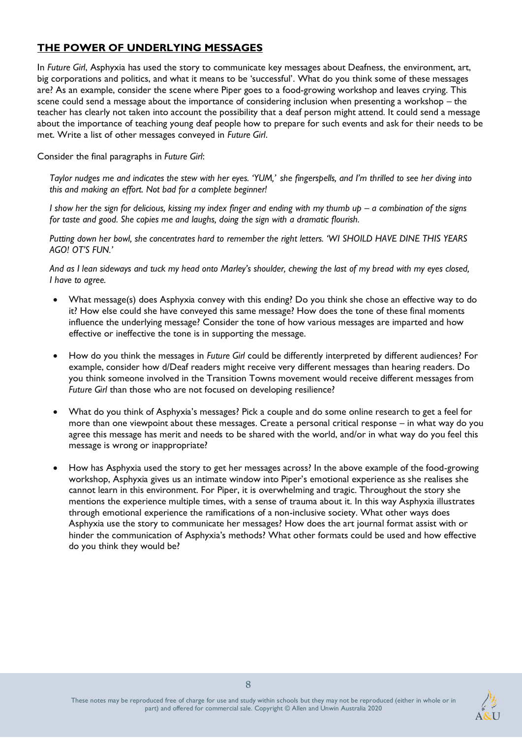## THE POWER OF UNDERLYING MESSAGES

In *Future Girl*, Asphyxia has used the story to communicate key messages about Deafness, the environment, art, big corporations and politics, and what it means to be 'successful'. What do you think some of these messages are? As an example, consider the scene where Piper goes to a food-growing workshop and leaves crying. This scene could send a message about the importance of considering inclusion when presenting a workshop – the teacher has clearly not taken into account the possibility that a deaf person might attend. It could send a message about the importance of teaching young deaf people how to prepare for such events and ask for their needs to be met. Write a list of other messages conveyed in *Future Girl*.

Consider the final paragraphs in *Future Girl*:

> *Taylor nudges me and indicates the stew with her eyes. 'YUM,' she fingerspells, and I'm thrilled to see her diving into this and making an effort. Not bad for a complete beginner!*
>
> *I show her the sign for delicious, kissing my index finger and ending with my thumb up – a combination of the signs for taste and good. She copies me and laughs, doing the sign with a dramatic flourish.*
>
> *Putting down her bowl, she concentrates hard to remember the right letters. 'WI SHOILD HAVE DINE THIS YEARS AGO! OT'S FUN.'*
>
> *And as I lean sideways and tuck my head onto Marley's shoulder, chewing the last of my bread with my eyes closed, I have to agree.*

- What message(s) does Asphyxia convey with this ending? Do you think she chose an effective way to do it? How else could she have conveyed this same message? How does the tone of these final moments influence the underlying message? Consider the tone of how various messages are imparted and how effective or ineffective the tone is in supporting the message.
- How do you think the messages in *Future Girl* could be differently interpreted by different audiences? For example, consider how d/Deaf readers might receive very different messages than hearing readers. Do you think someone involved in the Transition Towns movement would receive different messages from *Future Girl* than those who are not focused on developing resilience?
- What do you think of Asphyxia's messages? Pick a couple and do some online research to get a feel for more than one viewpoint about these messages. Create a personal critical response – in what way do you agree this message has merit and needs to be shared with the world, and/or in what way do you feel this message is wrong or inappropriate?
- How has Asphyxia used the story to get her messages across? In the above example of the food-growing workshop, Asphyxia gives us an intimate window into Piper's emotional experience as she realises she cannot learn in this environment. For Piper, it is overwhelming and tragic. Throughout the story she mentions the experience multiple times, with a sense of trauma about it. In this way Asphyxia illustrates through emotional experience the ramifications of a non-inclusive society. What other ways does Asphyxia use the story to communicate her messages? How does the art journal format assist with or hinder the communication of Asphyxia's methods? What other formats could be used and how effective do you think they would be?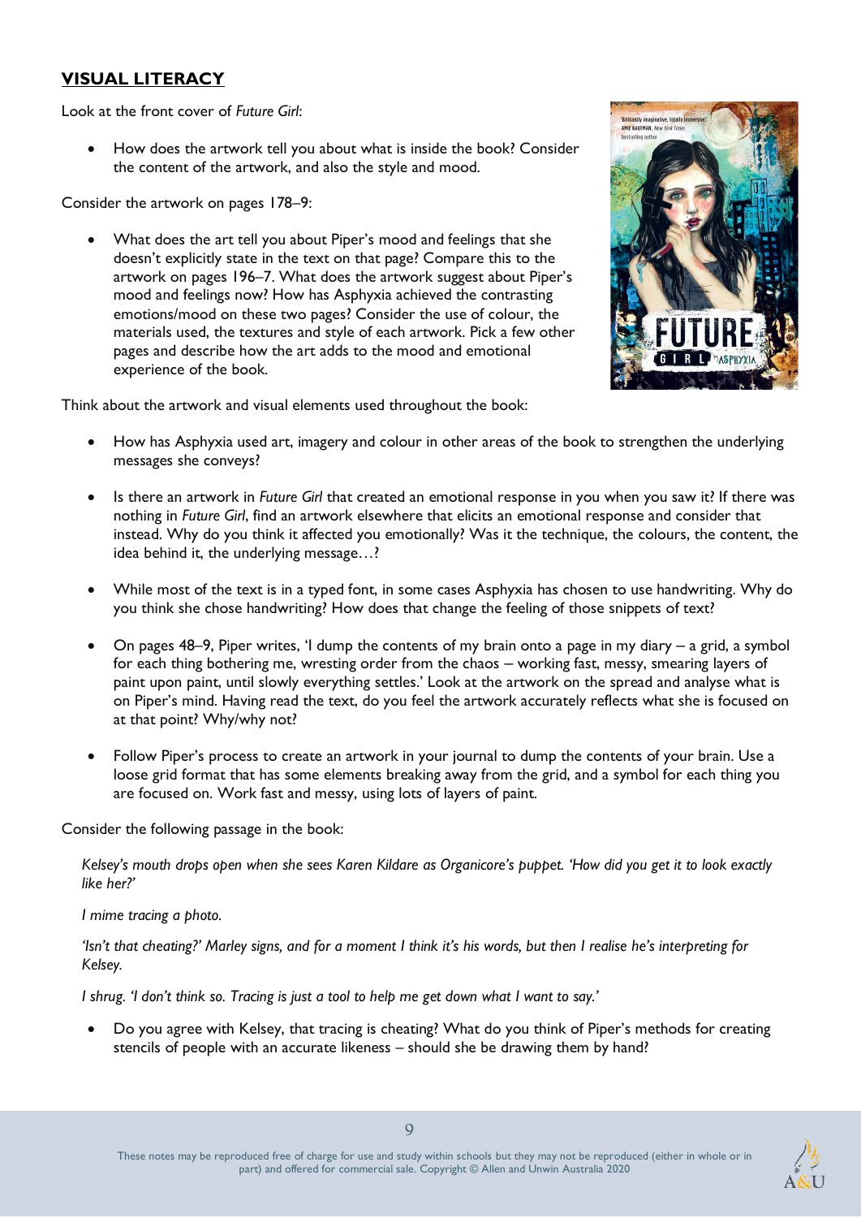## VISUAL LITERACY

Look at the front cover of *Future Girl*:

- How does the artwork tell you about what is inside the book? Consider the content of the artwork, and also the style and mood.

Consider the artwork on pages 178–9:

- What does the art tell you about Piper's mood and feelings that she doesn't explicitly state in the text on that page? Compare this to the artwork on pages 196–7. What does the artwork suggest about Piper's mood and feelings now? How has Asphyxia achieved the contrasting emotions/mood on these two pages? Consider the use of colour, the materials used, the textures and style of each artwork. Pick a few other pages and describe how the art adds to the mood and emotional experience of the book.

Think about the artwork and visual elements used throughout the book:

- How has Asphyxia used art, imagery and colour in other areas of the book to strengthen the underlying messages she conveys?
- Is there an artwork in *Future Girl* that created an emotional response in you when you saw it? If there was nothing in *Future Girl*, find an artwork elsewhere that elicits an emotional response and consider that instead. Why do you think it affected you emotionally? Was it the technique, the colours, the content, the idea behind it, the underlying message…?
- While most of the text is in a typed font, in some cases Asphyxia has chosen to use handwriting. Why do you think she chose handwriting? How does that change the feeling of those snippets of text?
- On pages 48–9, Piper writes, 'I dump the contents of my brain onto a page in my diary – a grid, a symbol for each thing bothering me, wresting order from the chaos – working fast, smearing layers of paint upon paint, until slowly everything settles.' Look at the artwork on the spread and analyse what is on Piper's mind. Having read the text, do you feel the artwork accurately reflects what she is focused on at that point? Why/why not?
- Follow Piper's process to create an artwork in your journal to dump the contents of your brain. Use a loose grid format that has some elements breaking away from the grid, and a symbol for each thing you are focused on. Work fast and messy, using lots of layers of paint.

Consider the following passage in the book:

> *Kelsey's mouth drops open when she sees Karen Kildare as Organicore's puppet. 'How did you get it to look exactly like her?'*
>
> *I mime tracing a photo.*
>
> *'Isn't that cheating?' Marley signs, and for a moment I think it's his words, but then I realise he's interpreting for Kelsey.*
>
> *I shrug. 'I don't think so. Tracing is just a tool to help me get down what I want to say.'*

- Do you agree with Kelsey, that tracing is cheating? What do you think of Piper's methods for creating stencils of people with an accurate likeness – should she be drawing them by hand?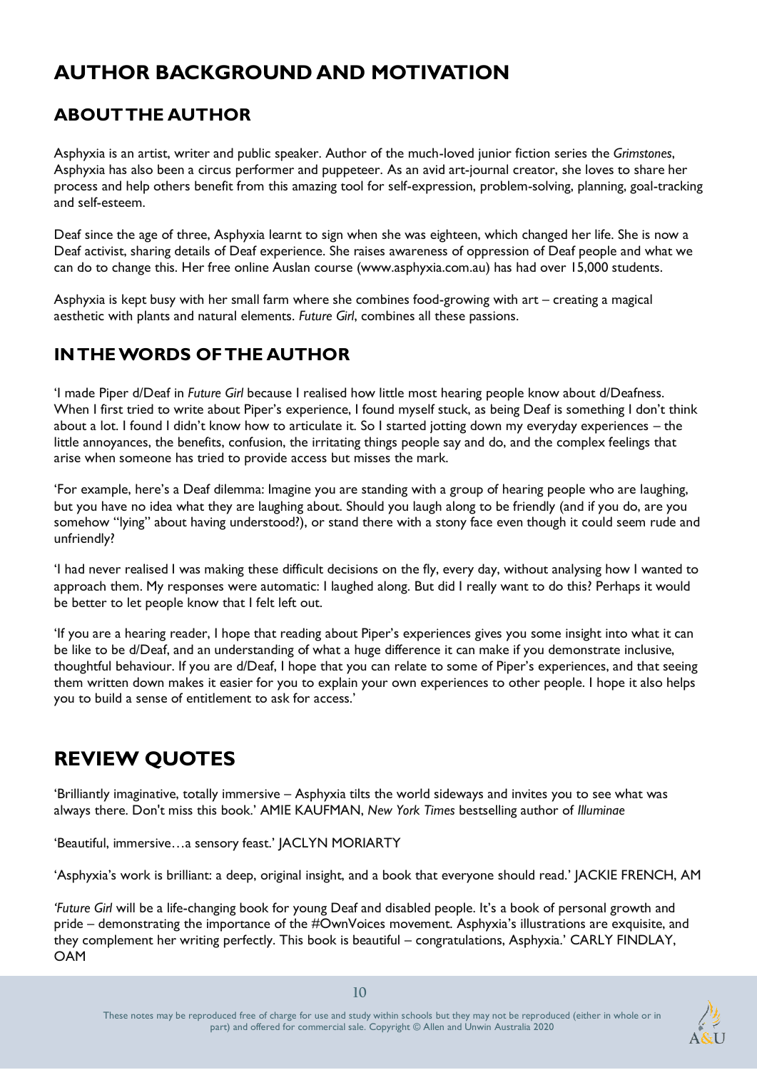# AUTHOR BACKGROUND AND MOTIVATION

## ABOUT THE AUTHOR

Asphyxia is an artist, writer and public speaker. Author of the much-loved junior fiction series the *Grimstones*, Asphyxia has also been a circus performer and puppeteer. As an avid art-journal creator, she loves to share her process and help others benefit from this amazing tool for self-expression, problem-solving, planning, goal-tracking and self-esteem.

Deaf since the age of three, Asphyxia learnt to sign when she was eighteen, which changed her life. She is now a Deaf activist, sharing details of Deaf experience. She raises awareness of oppression of Deaf people and what we can do to change this. Her free online Auslan course (www.asphyxia.com.au) has had over 15,000 students.

Asphyxia is kept busy with her small farm where she combines food-growing with art – creating a magical aesthetic with plants and natural elements. *Future Girl*, combines all these passions.

## IN THE WORDS OF THE AUTHOR

'I made Piper d/Deaf in *Future Girl* because I realised how little most hearing people know about d/Deafness. When I first tried to write about Piper's experience, I found myself stuck, as being Deaf is something I don't think about a lot. I found I didn't know how to articulate it. So I started jotting down my everyday experiences – the little annoyances, the benefits, confusion, the irritating things people say and do, and the complex feelings that arise when someone has tried to provide access but misses the mark.

'For example, here's a Deaf dilemma: Imagine you are standing with a group of hearing people who are laughing, but you have no idea what they are laughing about. Should you laugh along to be friendly (and if you do, are you somehow "lying" about having understood?), or stand there with a stony face even though it could seem rude and unfriendly?

'I had never realised I was making these difficult decisions on the fly, every day, without analysing how I wanted to approach them. My responses were automatic: I laughed along. But did I really want to do this? Perhaps it would be better to let people know that I felt left out.

'If you are a hearing reader, I hope that reading about Piper's experiences gives you some insight into what it can be like to be d/Deaf, and an understanding of what a huge difference it can make if you demonstrate inclusive, thoughtful behaviour. If you are d/Deaf, I hope that you can relate to some of Piper's experiences, and that seeing them written down makes it easier for you to explain your own experiences to other people. I hope it also helps you to build a sense of entitlement to ask for access.'

# REVIEW QUOTES

'Brilliantly imaginative, totally immersive – Asphyxia tilts the world sideways and invites you to see what was always there. Don't miss this book.' AMIE KAUFMAN, *New York Times* bestselling author of *Illuminae*

'Beautiful, immersive…a sensory feast.' JACLYN MORIARTY

'Asphyxia's work is brilliant: a deep, original insight, and a book that everyone should read.' JACKIE FRENCH, AM

*'Future Girl* will be a life-changing book for young Deaf and disabled people. It's a book of personal growth and pride – demonstrating the importance of the #OwnVoices movement. Asphyxia's illustrations are exquisite, and they complement her writing perfectly. This book is beautiful – congratulations, Asphyxia.' CARLY FINDLAY, OAM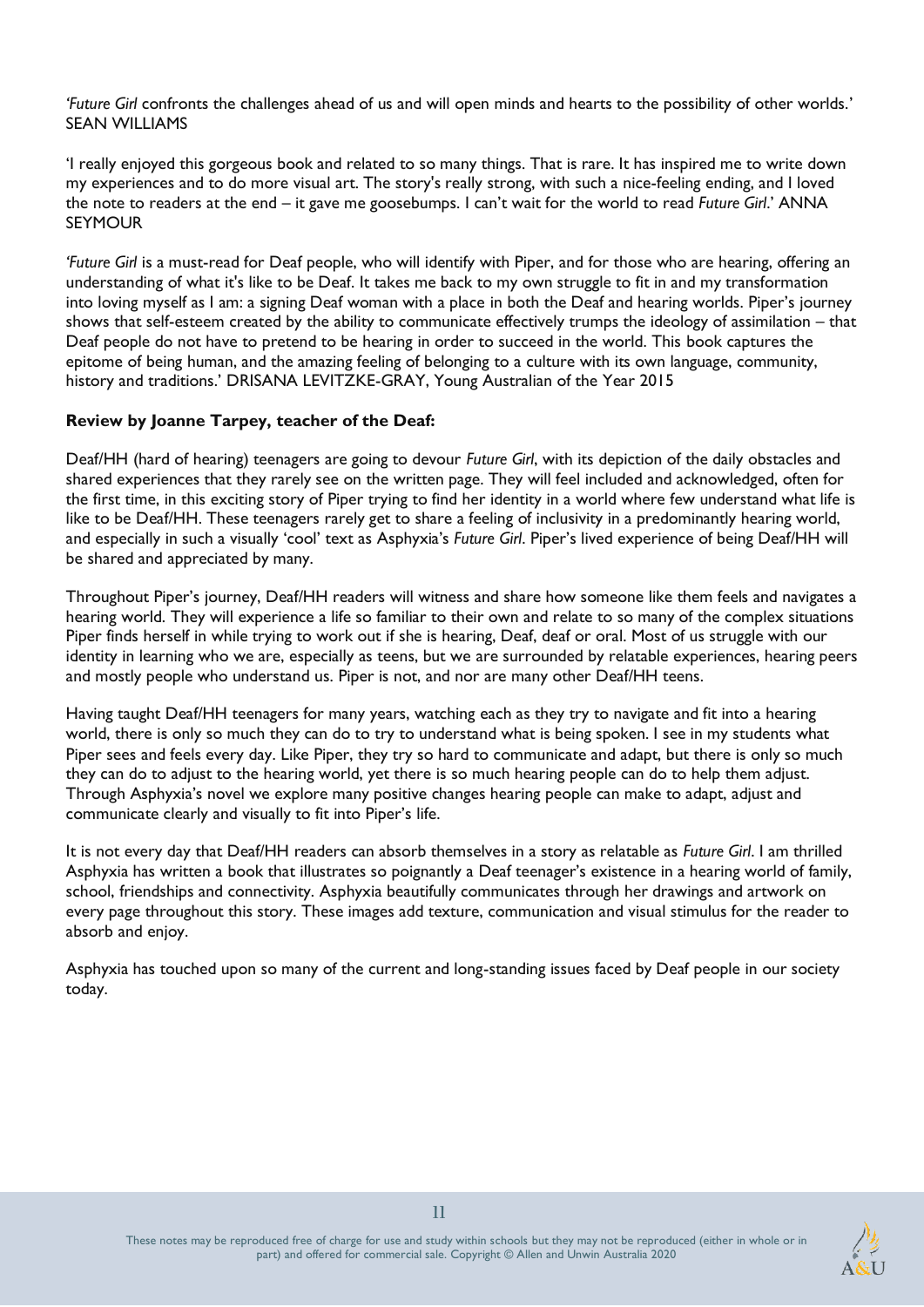'*Future Girl* confronts the challenges ahead of us and will open minds and hearts to the possibility of other worlds.' SEAN WILLIAMS

'I really enjoyed this gorgeous book and related to so many things. That is rare. It has inspired me to write down my experiences and to do more visual art. The story's really strong, with such a nice-feeling ending, and I loved the note to readers at the end – it gave me goosebumps. I can't wait for the world to read *Future Girl*.' ANNA SEYMOUR

'*Future Girl* is a must-read for Deaf people, who will identify with Piper, and for those who are hearing, offering an understanding of what it's like to be Deaf. It takes me back to my own struggle to fit in and my transformation into loving myself as I am: a signing Deaf woman with a place in both the Deaf and hearing worlds. Piper's journey shows that self-esteem created by the ability to communicate effectively trumps the ideology of assimilation – that Deaf people do not have to pretend to be hearing in order to succeed in the world. This book captures the epitome of being human, and the amazing feeling of belonging to a culture with its own language, community, history and traditions.' DRISANA LEVITZKE-GRAY, Young Australian of the Year 2015

**Review by Joanne Tarpey, teacher of the Deaf:**

Deaf/HH (hard of hearing) teenagers are going to devour *Future Girl*, with its depiction of the daily obstacles and shared experiences that they rarely see on the written page. They will feel included and acknowledged, often for the first time, in this exciting story of Piper trying to find her identity in a world where few understand what life is like to be Deaf/HH. These teenagers rarely get to share a feeling of inclusivity in a predominantly hearing world, and especially in such a visually 'cool' text as Asphyxia's *Future Girl*. Piper's lived experience of being Deaf/HH will be shared and appreciated by many.

Throughout Piper's journey, Deaf/HH readers will witness and share how someone like them feels and navigates a hearing world. They will experience a life so familiar to their own and relate to so many of the complex situations Piper finds herself in while trying to work out if she is hearing, Deaf, deaf or oral. Most of us struggle with our identity in learning who we are, especially as teens, but we are surrounded by relatable experiences, hearing peers and mostly people who understand us. Piper is not, and nor are many other Deaf/HH teens.

Having taught Deaf/HH teenagers for many years, watching each as they try to navigate and fit into a hearing world, there is only so much they can do to try to understand what is being spoken. I see in my students what Piper sees and feels every day. Like Piper, they try so hard to communicate and adapt, but there is only so much they can do to adjust to the hearing world, yet there is so much hearing people can do to help them adjust. Through Asphyxia's novel we explore many positive changes hearing people can make to adapt, adjust and communicate clearly and visually to fit into Piper's life.

It is not every day that Deaf/HH readers can absorb themselves in a story as relatable as *Future Girl*. I am thrilled Asphyxia has written a book that illustrates so poignantly a Deaf teenager's existence in a hearing world of family, school, friendships and connectivity. Asphyxia beautifully communicates through her drawings and artwork on every page throughout this story. These images add texture, communication and visual stimulus for the reader to absorb and enjoy.

Asphyxia has touched upon so many of the current and long-standing issues faced by Deaf people in our society today.